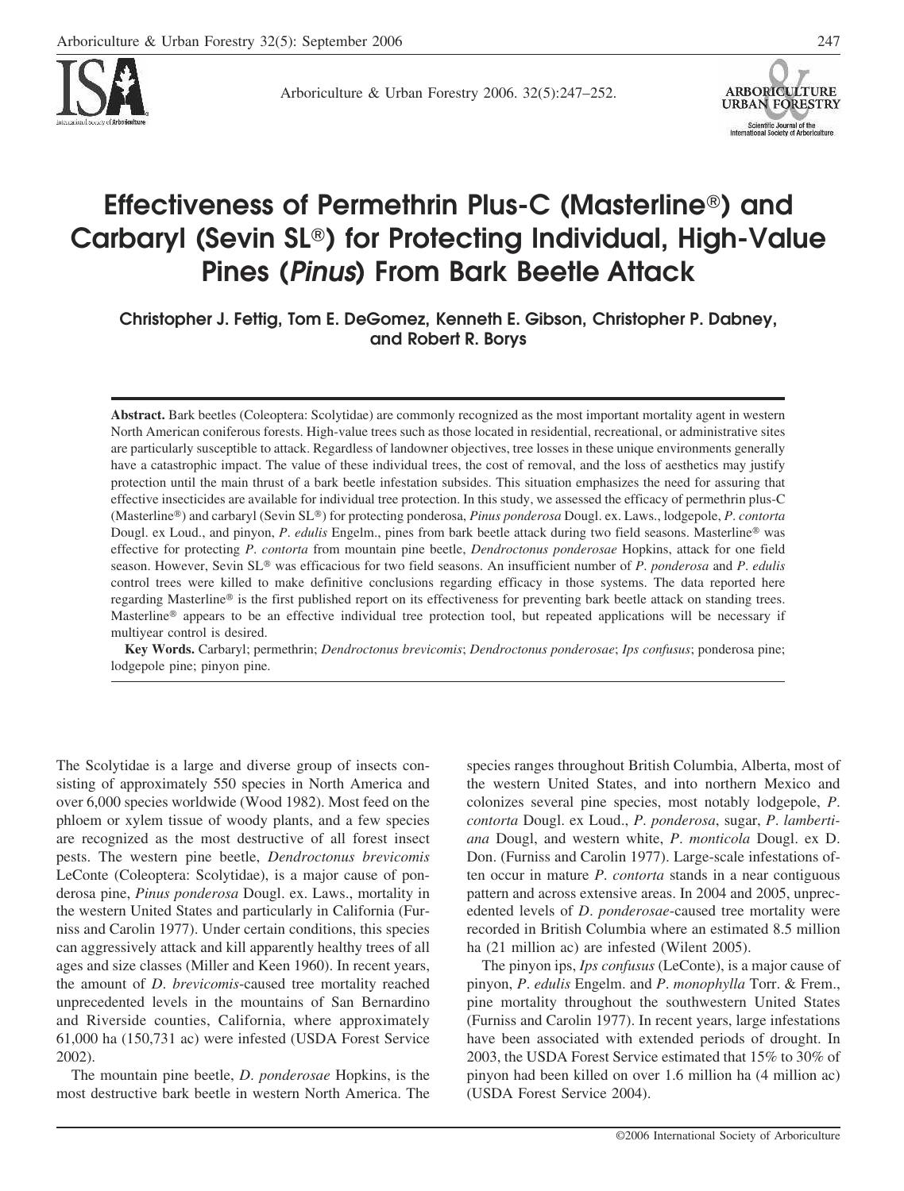# Effectiveness of Permethrin Plus-C (Masterline®) and Carbaryl (Sevin SL®) for Protecting Individual, High-Value Pines (*Pinus*) From Bark Beetle Attack

**Christopher J. Fettig, Tom E. DeGomez, Kenneth E. Gibson, Christopher P. Dabney, and Robert R. Borys**

**Abstract.** Bark beetles (Coleoptera: Scolytidae) are commonly recognized as the most important mortality agent in western North American coniferous forests. High-value trees such as those located in residential, recreational, or administrative sites are particularly susceptible to attack. Regardless of landowner objectives, tree losses in these unique environments generally have a catastrophic impact. The value of these individual trees, the cost of removal, and the loss of aesthetics may justify protection until the main thrust of a bark beetle infestation subsides. This situation emphasizes the need for assuring that effective insecticides are available for individual tree protection. In this study, we assessed the efficacy of permethrin plus-C (Masterline®) and carbaryl (Sevin SL®) for protecting ponderosa, *Pinus ponderosa* Dougl. ex. Laws., lodgepole, *P. contorta* Dougl. ex Loud., and pinyon, *P. edulis* Engelm., pines from bark beetle attack during two field seasons. Masterline® was effective for protecting *P. contorta* from mountain pine beetle, *Dendroctonus ponderosae* Hopkins, attack for one field season. However, Sevin SL® was efficacious for two field seasons. An insufficient number of *P. ponderosa* and *P. edulis* control trees were killed to make definitive conclusions regarding efficacy in those systems. The data reported here regarding Masterline® is the first published report on its effectiveness for preventing bark beetle attack on standing trees. Masterline® appears to be an effective individual tree protection tool, but repeated applications will be necessary if multiyear control is desired.

**Key Words.** Carbaryl; permethrin; *Dendroctonus brevicomis*; *Dendroctonus ponderosae*; *Ips confusus*; ponderosa pine; lodgepole pine; pinyon pine.

The Scolytidae is a large and diverse group of insects consisting of approximately 550 species in North America and over 6,000 species worldwide (Wood 1982). Most feed on the phloem or xylem tissue of woody plants, and a few species are recognized as the most destructive of all forest insect pests. The western pine beetle, *Dendroctonus brevicomis* LeConte (Coleoptera: Scolytidae), is a major cause of ponderosa pine, *Pinus ponderosa* Dougl. ex. Laws., mortality in the western United States and particularly in California (Furniss and Carolin 1977). Under certain conditions, this species can aggressively attack and kill apparently healthy trees of all ages and size classes (Miller and Keen 1960). In recent years, the amount of *D. brevicomis*-caused tree mortality reached unprecedented levels in the mountains of San Bernardino and Riverside counties, California, where approximately 61,000 ha (150,731 ac) were infested (USDA Forest Service 2002).

The mountain pine beetle, *D. ponderosae* Hopkins, is the most destructive bark beetle in western North America. The species ranges throughout British Columbia, Alberta, most of the western United States, and into northern Mexico and colonizes several pine species, most notably lodgepole, *P. contorta* Dougl. ex Loud., *P. ponderosa*, sugar, *P. lambertiana* Dougl, and western white, *P. monticola* Dougl. ex D. Don. (Furniss and Carolin 1977). Large-scale infestations often occur in mature *P. contorta* stands in a near contiguous pattern and across extensive areas. In 2004 and 2005, unprecedented levels of *D. ponderosae*-caused tree mortality were recorded in British Columbia where an estimated 8.5 million ha (21 million ac) are infested (Wilent 2005).

The pinyon ips, *Ips confusus* (LeConte), is a major cause of pinyon, *P. edulis* Engelm. and *P. monophylla* Torr. & Frem., pine mortality throughout the southwestern United States (Furniss and Carolin 1977). In recent years, large infestations have been associated with extended periods of drought. In 2003, the USDA Forest Service estimated that 15% to 30% of pinyon had been killed on over 1.6 million ha (4 million ac) (USDA Forest Service 2004).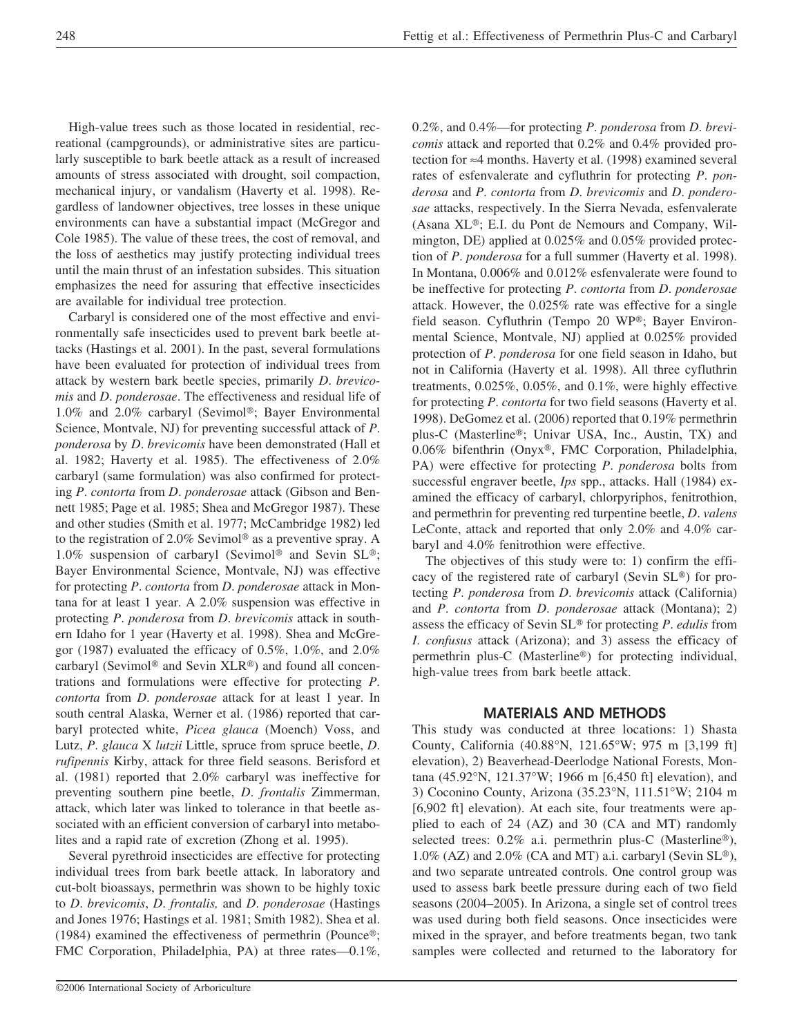High-value trees such as those located in residential, recreational (campgrounds), or administrative sites are particularly susceptible to bark beetle attack as a result of increased amounts of stress associated with drought, soil compaction, mechanical injury, or vandalism (Haverty et al. 1998). Regardless of landowner objectives, tree losses in these unique environments can have a substantial impact (McGregor and Cole 1985). The value of these trees, the cost of removal, and the loss of aesthetics may justify protecting individual trees until the main thrust of an infestation subsides. This situation emphasizes the need for assuring that effective insecticides are available for individual tree protection.

Carbaryl is considered one of the most effective and environmentally safe insecticides used to prevent bark beetle attacks (Hastings et al. 2001). In the past, several formulations have been evaluated for protection of individual trees from attack by western bark beetle species, primarily *D. brevicomis* and *D. ponderosae*. The effectiveness and residual life of 1.0% and 2.0% carbaryl (Sevimol®; Bayer Environmental Science, Montvale, NJ) for preventing successful attack of *P. ponderosa* by *D. brevicomis* have been demonstrated (Hall et al. 1982; Haverty et al. 1985). The effectiveness of 2.0% carbaryl (same formulation) was also confirmed for protecting *P. contorta* from *D. ponderosae* attack (Gibson and Bennett 1985; Page et al. 1985; Shea and McGregor 1987). These and other studies (Smith et al. 1977; McCambridge 1982) led to the registration of 2.0% Sevimol® as a preventive spray. A 1.0% suspension of carbaryl (Sevimol® and Sevin SL®; Bayer Environmental Science, Montvale, NJ) was effective for protecting *P. contorta* from *D. ponderosae* attack in Montana for at least 1 year. A 2.0% suspension was effective in protecting *P. ponderosa* from *D. brevicomis* attack in southern Idaho for 1 year (Haverty et al. 1998). Shea and McGregor (1987) evaluated the efficacy of 0.5%, 1.0%, and 2.0% carbaryl (Sevimol® and Sevin XLR®) and found all concentrations and formulations were effective for protecting *P. contorta* from *D. ponderosae* attack for at least 1 year. In south central Alaska, Werner et al. (1986) reported that carbaryl protected white, *Picea glauca* (Moench) Voss, and Lutz, *P. glauca* X *lutzii* Little, spruce from spruce beetle, *D. rufipennis* Kirby, attack for three field seasons. Berisford et al. (1981) reported that 2.0% carbaryl was ineffective for preventing southern pine beetle, *D. frontalis* Zimmerman, attack, which later was linked to tolerance in that beetle associated with an efficient conversion of carbaryl into metabolites and a rapid rate of excretion (Zhong et al. 1995).

Several pyrethroid insecticides are effective for protecting individual trees from bark beetle attack. In laboratory and cut-bolt bioassays, permethrin was shown to be highly toxic to *D. brevicomis*, *D. frontalis,* and *D. ponderosae* (Hastings and Jones 1976; Hastings et al. 1981; Smith 1982). Shea et al. (1984) examined the effectiveness of permethrin (Pounce®; FMC Corporation, Philadelphia, PA) at three rates—0.1%, 0.2%, and 0.4%—for protecting *P. ponderosa* from *D. brevicomis* attack and reported that 0.2% and 0.4% provided protection for ≈4 months. Haverty et al. (1998) examined several rates of esfenvalerate and cyfluthrin for protecting *P. ponderosa* and *P. contorta* from *D. brevicomis* and *D. ponderosae* attacks, respectively. In the Sierra Nevada, esfenvalerate (Asana XL®; E.I. du Pont de Nemours and Company, Wilmington, DE) applied at 0.025% and 0.05% provided protection of *P. ponderosa* for a full summer (Haverty et al. 1998). In Montana, 0.006% and 0.012% esfenvalerate were found to be ineffective for protecting *P. contorta* from *D. ponderosae* attack. However, the 0.025% rate was effective for a single field season. Cyfluthrin (Tempo 20 WP®; Bayer Environmental Science, Montvale, NJ) applied at 0.025% provided protection of *P. ponderosa* for one field season in Idaho, but not in California (Haverty et al. 1998). All three cyfluthrin treatments, 0.025%, 0.05%, and 0.1%, were highly effective for protecting *P. contorta* for two field seasons (Haverty et al. 1998). DeGomez et al. (2006) reported that 0.19% permethrin plus-C (Masterline®; Univar USA, Inc., Austin, TX) and 0.06% bifenthrin (Onyx®, FMC Corporation, Philadelphia, PA) were effective for protecting *P. ponderosa* bolts from successful engraver beetle, *Ips* spp., attacks. Hall (1984) examined the efficacy of carbaryl, chlorpyriphos, fenitrothion, and permethrin for preventing red turpentine beetle, *D. valens* LeConte, attack and reported that only 2.0% and 4.0% carbaryl and 4.0% fenitrothion were effective.

The objectives of this study were to: 1) confirm the efficacy of the registered rate of carbaryl (Sevin SL®) for protecting *P. ponderosa* from *D. brevicomis* attack (California) and *P. contorta* from *D. ponderosae* attack (Montana); 2) assess the efficacy of Sevin SL® for protecting *P. edulis* from *I. confusus* attack (Arizona); and 3) assess the efficacy of permethrin plus-C (Masterline®) for protecting individual, high-value trees from bark beetle attack.

## MATERIALS AND METHODS

This study was conducted at three locations: 1) Shasta County, California (40.88°N, 121.65°W; 975 m [3,199 ft] elevation), 2) Beaverhead-Deerlodge National Forests, Montana (45.92°N, 121.37°W; 1966 m [6,450 ft] elevation), and 3) Coconino County, Arizona (35.23°N, 111.51°W; 2104 m [6,902 ft] elevation). At each site, four treatments were applied to each of 24 (AZ) and 30 (CA and MT) randomly selected trees: 0.2% a.i. permethrin plus-C (Masterline®), 1.0% (AZ) and 2.0% (CA and MT) a.i. carbaryl (Sevin SL®), and two separate untreated controls. One control group was used to assess bark beetle pressure during each of two field seasons (2004–2005). In Arizona, a single set of control trees was used during both field seasons. Once insecticides were mixed in the sprayer, and before treatments began, two tank samples were collected and returned to the laboratory for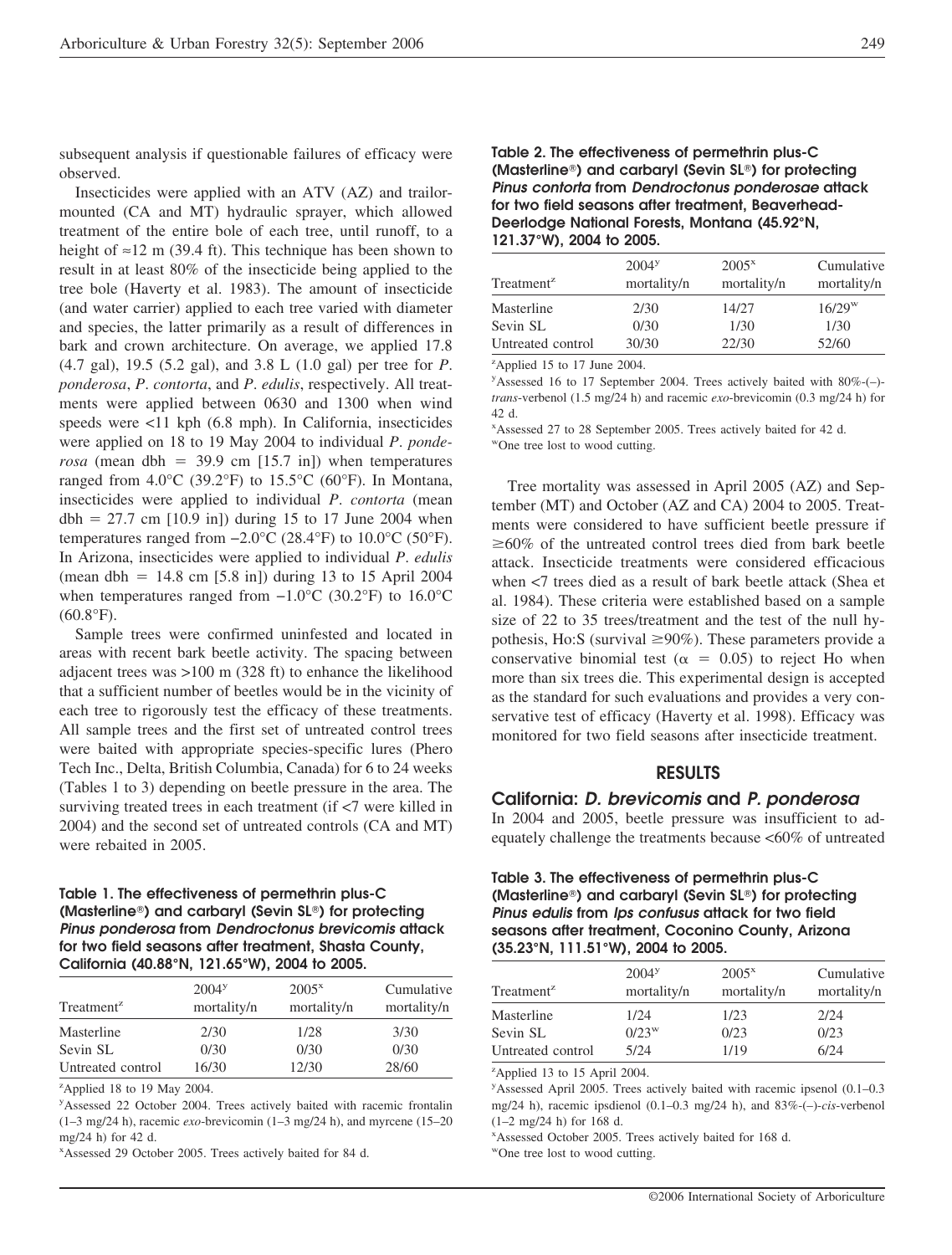subsequent analysis if questionable failures of efficacy were observed.

Insecticides were applied with an ATV (AZ) and trailor-mounted (CA and MT) hydraulic sprayer, which allowed treatment of the entire bole of each tree, until runoff, to a height of ≈12 m (39.4 ft). This technique has been shown to result in at least 80% of the insecticide being applied to the tree bole (Haverty et al. 1983). The amount of insecticide (and water carrier) applied to each tree varied with diameter and species, the latter primarily as a result of differences in bark and crown architecture. On average, we applied 17.8 (4.7 gal), 19.5 (5.2 gal), and 3.8 L (1.0 gal) per tree for *P. ponderosa*, *P. contorta*, and *P. edulis*, respectively. All treatments were applied between 0630 and 1300 when wind speeds were <11 kph (6.8 mph). In California, insecticides were applied on 18 to 19 May 2004 to individual *P. ponderosa* (mean dbh = 39.9 cm [15.7 in]) when temperatures ranged from 4.0°C (39.2°F) to 15.5°C (60°F). In Montana, insecticides were applied to individual *P. contorta* (mean dbh = 27.7 cm [10.9 in]) during 15 to 17 June 2004 when temperatures ranged from −2.0°C (28.4°F) to 10.0°C (50°F). In Arizona, insecticides were applied to individual *P. edulis* (mean dbh = 14.8 cm [5.8 in]) during 13 to 15 April 2004 when temperatures ranged from −1.0°C (30.2°F) to 16.0°C (60.8°F).

Sample trees were confirmed uninfested and located in areas with recent bark beetle activity. The spacing between adjacent trees was >100 m (328 ft) to enhance the likelihood that a sufficient number of beetles would be in the vicinity of each tree to rigorously test the efficacy of these treatments. All sample trees and the first set of untreated control trees were baited with appropriate species-specific lures (Phero Tech Inc., Delta, British Columbia, Canada) for 6 to 24 weeks (Tables 1 to 3) depending on beetle pressure in the area. The surviving treated trees in each treatment (if <7 were killed in 2004) and the second set of untreated controls (CA and MT) were rebaited in 2005.

**Table 1. The effectiveness of permethrin plus-C (Masterline®) and carbaryl (Sevin SL®) for protecting *Pinus ponderosa* from *Dendroctonus brevicomis* attack for two field seasons after treatment, Shasta County, California (40.88°N, 121.65°W), 2004 to 2005.**

| Treatment[z] | 2004[y] mortality/n | 2005[x] mortality/n | Cumulative mortality/n |
|---|---|---|---|
| Masterline | 2/30 | 1/28 | 3/30 |
| Sevin SL | 0/30 | 0/30 | 0/30 |
| Untreated control | 16/30 | 12/30 | 28/60 |

[z]Applied 18 to 19 May 2004.
[y]Assessed 22 October 2004. Trees actively baited with racemic frontalin (1–3 mg/24 h), racemic *exo*-brevicomin (1–3 mg/24 h), and myrcene (15–20 mg/24 h) for 42 d.
[x]Assessed 29 October 2005. Trees actively baited for 84 d.

**Table 2. The effectiveness of permethrin plus-C (Masterline®) and carbaryl (Sevin SL®) for protecting *Pinus contorta* from *Dendroctonus ponderosae* attack for two field seasons after treatment, Beaverhead-Deerlodge National Forests, Montana (45.92°N, 121.37°W), 2004 to 2005.**

| Treatment[z] | 2004[y] mortality/n | 2005[x] mortality/n | Cumulative mortality/n |
|---|---|---|---|
| Masterline | 2/30 | 14/27 | 16/29[w] |
| Sevin SL | 0/30 | 1/30 | 1/30 |
| Untreated control | 30/30 | 22/30 | 52/60 |

[z]Applied 15 to 17 June 2004.
[y]Assessed 16 to 17 September 2004. Trees actively baited with 80%-(–)-*trans*-verbenol (1.5 mg/24 h) and racemic *exo*-brevicomin (0.3 mg/24 h) for 42 d.
[x]Assessed 27 to 28 September 2005. Trees actively baited for 42 d.
[w]One tree lost to wood cutting.

Tree mortality was assessed in April 2005 (AZ) and September (MT) and October (AZ and CA) 2004 to 2005. Treatments were considered to have sufficient beetle pressure if ≥60% of the untreated control trees died from bark beetle attack. Insecticide treatments were considered efficacious when <7 trees died as a result of bark beetle attack (Shea et al. 1984). These criteria were established based on a sample size of 22 to 35 trees/treatment and the test of the null hypothesis, Ho:S (survival ≥90%). These parameters provide a conservative binomial test ($\alpha = 0.05$) to reject Ho when more than six trees die. This experimental design is accepted as the standard for such evaluations and provides a very conservative test of efficacy (Haverty et al. 1998). Efficacy was monitored for two field seasons after insecticide treatment.

## RESULTS

### California: *D. brevicomis* and *P. ponderosa*

In 2004 and 2005, beetle pressure was insufficient to adequately challenge the treatments because <60% of untreated

**Table 3. The effectiveness of permethrin plus-C (Masterline®) and carbaryl (Sevin SL®) for protecting *Pinus edulis* from *Ips confusus* attack for two field seasons after treatment, Coconino County, Arizona (35.23°N, 111.51°W), 2004 to 2005.**

| Treatment[z] | 2004[y] mortality/n | 2005[x] mortality/n | Cumulative mortality/n |
|---|---|---|---|
| Masterline | 1/24 | 1/23 | 2/24 |
| Sevin SL | 0/23[w] | 0/23 | 0/23 |
| Untreated control | 5/24 | 1/19 | 6/24 |

[z]Applied 13 to 15 April 2004.
[y]Assessed April 2005. Trees actively baited with racemic ipsenol (0.1–0.3 mg/24 h), racemic ipsdienol (0.1–0.3 mg/24 h), and 83%-(–)-*cis*-verbenol (1–2 mg/24 h) for 168 d.
[x]Assessed October 2005. Trees actively baited for 168 d.
[w]One tree lost to wood cutting.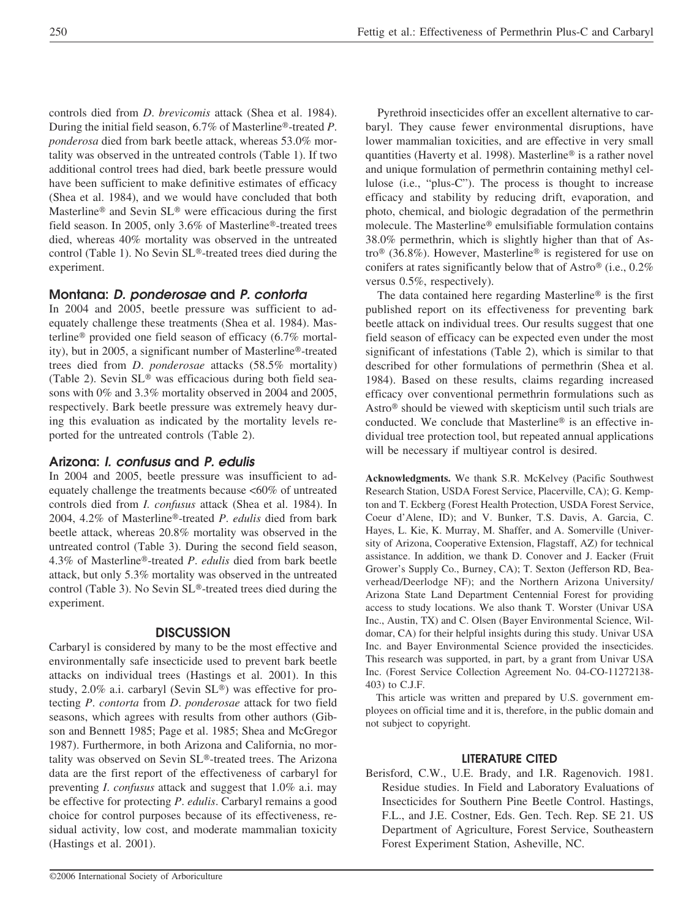controls died from *D. brevicomis* attack (Shea et al. 1984). During the initial field season, 6.7% of Masterline®-treated *P. ponderosa* died from bark beetle attack, whereas 53.0% mortality was observed in the untreated controls (Table 1). If two additional control trees had died, bark beetle pressure would have been sufficient to make definitive estimates of efficacy (Shea et al. 1984), and we would have concluded that both Masterline® and Sevin SL® were efficacious during the first field season. In 2005, only 3.6% of Masterline®-treated trees died, whereas 40% mortality was observed in the untreated control (Table 1). No Sevin SL®-treated trees died during the experiment.

### Montana: *D. ponderosae* and *P. contorta*

In 2004 and 2005, beetle pressure was sufficient to adequately challenge these treatments (Shea et al. 1984). Masterline® provided one field season of efficacy (6.7% mortality), but in 2005, a significant number of Masterline®-treated trees died from *D. ponderosae* attacks (58.5% mortality) (Table 2). Sevin SL® was efficacious during both field seasons with 0% and 3.3% mortality observed in 2004 and 2005, respectively. Bark beetle pressure was extremely heavy during this evaluation as indicated by the mortality levels reported for the untreated controls (Table 2).

### Arizona: *I. confusus* and *P. edulis*

In 2004 and 2005, beetle pressure was insufficient to adequately challenge the treatments because <60% of untreated controls died from *I. confusus* attack (Shea et al. 1984). In 2004, 4.2% of Masterline®-treated *P. edulis* died from bark beetle attack, whereas 20.8% mortality was observed in the untreated control (Table 3). During the second field season, 4.3% of Masterline®-treated *P. edulis* died from bark beetle attack, but only 5.3% mortality was observed in the untreated control (Table 3). No Sevin SL®-treated trees died during the experiment.

## DISCUSSION

Carbaryl is considered by many to be the most effective and environmentally safe insecticide used to prevent bark beetle attacks on individual trees (Hastings et al. 2001). In this study, 2.0% a.i. carbaryl (Sevin SL®) was effective for protecting *P. contorta* from *D. ponderosae* attack for two field seasons, which agrees with results from other authors (Gibson and Bennett 1985; Page et al. 1985; Shea and McGregor 1987). Furthermore, in both Arizona and California, no mortality was observed on Sevin SL®-treated trees. The Arizona data are the first report of the effectiveness of carbaryl for preventing *I. confusus* attack and suggest that 1.0% a.i. may be effective for protecting *P. edulis*. Carbaryl remains a good choice for control purposes because of its effectiveness, residual activity, low cost, and moderate mammalian toxicity (Hastings et al. 2001).

Pyrethroid insecticides offer an excellent alternative to carbaryl. They cause fewer environmental disruptions, have lower mammalian toxicities, and are effective in very small quantities (Haverty et al. 1998). Masterline® is a rather novel and unique formulation of permethrin containing methyl cellulose (i.e., "plus-C"). The process is thought to increase efficacy and stability by reducing drift, evaporation, and photo, chemical, and biologic degradation of the permethrin molecule. The Masterline® emulsifiable formulation contains 38.0% permethrin, which is slightly higher than that of Astro® (36.8%). However, Masterline® is registered for use on conifers at rates significantly below that of Astro® (i.e., 0.2% versus 0.5%, respectively).

The data contained here regarding Masterline® is the first published report on its effectiveness for preventing bark beetle attack on individual trees. Our results suggest that one field season of efficacy can be expected even under the most significant of infestations (Table 2), which is similar to that described for other formulations of permethrin (Shea et al. 1984). Based on these results, claims regarding increased efficacy over conventional permethrin formulations such as Astro® should be viewed with skepticism until such trials are conducted. We conclude that Masterline® is an effective individual tree protection tool, but repeated annual applications will be necessary if multiyear control is desired.

**Acknowledgments.** We thank S.R. McKelvey (Pacific Southwest Research Station, USDA Forest Service, Placerville, CA); G. Kempton and T. Eckberg (Forest Health Protection, USDA Forest Service, Coeur d'Alene, ID); and V. Bunker, T.S. Davis, A. Garcia, C. Hayes, L. Kie, K. Murray, M. Shaffer, and A. Somerville (University of Arizona, Cooperative Extension, Flagstaff, AZ) for technical assistance. In addition, we thank D. Conover and J. Eacker (Fruit Grower's Supply Co., Burney, CA); T. Sexton (Jefferson RD, Beaverhead/Deerlodge NF); and the Northern Arizona University/Arizona State Land Department Centennial Forest for providing access to study locations. We also thank T. Worster (Univar USA Inc., Austin, TX) and C. Olsen (Bayer Environmental Science, Wildomar, CA) for their helpful insights during this study. Univar USA Inc. and Bayer Environmental Science provided the insecticides. This research was supported, in part, by a grant from Univar USA Inc. (Forest Service Collection Agreement No. 04-CO-11272138-403) to C.J.F.

This article was written and prepared by U.S. government employees on official time and it is, therefore, in the public domain and not subject to copyright.

## LITERATURE CITED

Berisford, C.W., U.E. Brady, and I.R. Ragenovich. 1981. Residue studies. In Field and Laboratory Evaluations of Insecticides for Southern Pine Beetle Control. Hastings, F.L., and J.E. Costner, Eds. Gen. Tech. Rep. SE 21. US Department of Agriculture, Forest Service, Southeastern Forest Experiment Station, Asheville, NC.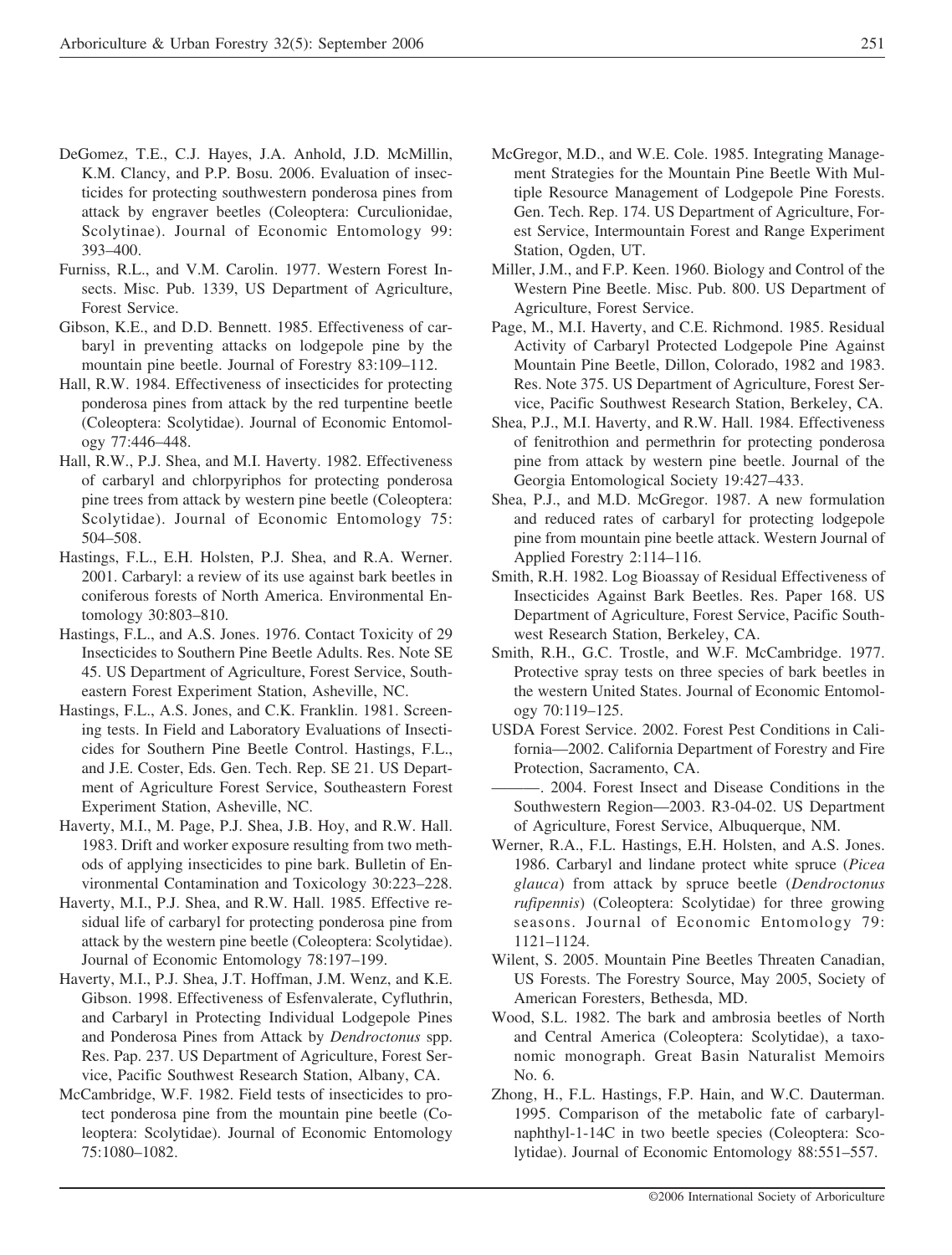DeGomez, T.E., C.J. Hayes, J.A. Anhold, J.D. McMillin, K.M. Clancy, and P.P. Bosu. 2006. Evaluation of insecticides for protecting southwestern ponderosa pines from attack by engraver beetles (Coleoptera: Curculionidae, Scolytinae). Journal of Economic Entomology 99: 393–400.

Furniss, R.L., and V.M. Carolin. 1977. Western Forest Insects. Misc. Pub. 1339, US Department of Agriculture, Forest Service.

Gibson, K.E., and D.D. Bennett. 1985. Effectiveness of carbaryl in preventing attacks on lodgepole pine by the mountain pine beetle. Journal of Forestry 83:109–112.

Hall, R.W. 1984. Effectiveness of insecticides for protecting ponderosa pines from attack by the red turpentine beetle (Coleoptera: Scolytidae). Journal of Economic Entomology 77:446–448.

Hall, R.W., P.J. Shea, and M.I. Haverty. 1982. Effectiveness of carbaryl and chlorpyriphos for protecting ponderosa pine trees from attack by western pine beetle (Coleoptera: Scolytidae). Journal of Economic Entomology 75: 504–508.

Hastings, F.L., E.H. Holsten, P.J. Shea, and R.A. Werner. 2001. Carbaryl: a review of its use against bark beetles in coniferous forests of North America. Environmental Entomology 30:803–810.

Hastings, F.L., and A.S. Jones. 1976. Contact Toxicity of 29 Insecticides to Southern Pine Beetle Adults. Res. Note SE 45. US Department of Agriculture, Forest Service, Southeastern Forest Experiment Station, Asheville, NC.

Hastings, F.L., A.S. Jones, and C.K. Franklin. 1981. Screening tests. In Field and Laboratory Evaluations of Insecticides for Southern Pine Beetle Control. Hastings, F.L., and J.E. Coster, Eds. Gen. Tech. Rep. SE 21. US Department of Agriculture Forest Service, Southeastern Forest Experiment Station, Asheville, NC.

Haverty, M.I., M. Page, P.J. Shea, J.B. Hoy, and R.W. Hall. 1983. Drift and worker exposure resulting from two methods of applying insecticides to pine bark. Bulletin of Environmental Contamination and Toxicology 30:223–228.

Haverty, M.I., P.J. Shea, and R.W. Hall. 1985. Effective residual life of carbaryl for protecting ponderosa pine from attack by the western pine beetle (Coleoptera: Scolytidae). Journal of Economic Entomology 78:197–199.

Haverty, M.I., P.J. Shea, J.T. Hoffman, J.M. Wenz, and K.E. Gibson. 1998. Effectiveness of Esfenvalerate, Cyfluthrin, and Carbaryl in Protecting Individual Lodgepole Pines and Ponderosa Pines from Attack by *Dendroctonus* spp. Res. Pap. 237. US Department of Agriculture, Forest Service, Pacific Southwest Research Station, Albany, CA.

McCambridge, W.F. 1982. Field tests of insecticides to protect ponderosa pine from the mountain pine beetle (Coleoptera: Scolytidae). Journal of Economic Entomology 75:1080–1082.

McGregor, M.D., and W.E. Cole. 1985. Integrating Management Strategies for the Mountain Pine Beetle With Multiple Resource Management of Lodgepole Pine Forests. Gen. Tech. Rep. 174. US Department of Agriculture, Forest Service, Intermountain Forest and Range Experiment Station, Ogden, UT.

Miller, J.M., and F.P. Keen. 1960. Biology and Control of the Western Pine Beetle. Misc. Pub. 800. US Department of Agriculture, Forest Service.

Page, M., M.I. Haverty, and C.E. Richmond. 1985. Residual Activity of Carbaryl Protected Lodgepole Pine Against Mountain Pine Beetle, Dillon, Colorado, 1982 and 1983. Res. Note 375. US Department of Agriculture, Forest Service, Pacific Southwest Research Station, Berkeley, CA.

Shea, P.J., M.I. Haverty, and R.W. Hall. 1984. Effectiveness of fenitrothion and permethrin for protecting ponderosa pine from attack by western pine beetle. Journal of the Georgia Entomological Society 19:427–433.

Shea, P.J., and M.D. McGregor. 1987. A new formulation and reduced rates of carbaryl for protecting lodgepole pine from mountain pine beetle attack. Western Journal of Applied Forestry 2:114–116.

Smith, R.H. 1982. Log Bioassay of Residual Effectiveness of Insecticides Against Bark Beetles. Res. Paper 168. US Department of Agriculture, Forest Service, Pacific Southwest Research Station, Berkeley, CA.

Smith, R.H., G.C. Trostle, and W.F. McCambridge. 1977. Protective spray tests on three species of bark beetles in the western United States. Journal of Economic Entomology 70:119–125.

USDA Forest Service. 2002. Forest Pest Conditions in California—2002. California Department of Forestry and Fire Protection, Sacramento, CA.

———. 2004. Forest Insect and Disease Conditions in the Southwestern Region—2003. R3-04-02. US Department of Agriculture, Forest Service, Albuquerque, NM.

Werner, R.A., F.L. Hastings, E.H. Holsten, and A.S. Jones. 1986. Carbaryl and lindane protect white spruce (*Picea glauca*) from attack by spruce beetle (*Dendroctonus rufipennis*) (Coleoptera: Scolytidae) for three growing seasons. Journal of Economic Entomology 79: 1121–1124.

Wilent, S. 2005. Mountain Pine Beetles Threaten Canadian, US Forests. The Forestry Source, May 2005, Society of American Foresters, Bethesda, MD.

Wood, S.L. 1982. The bark and ambrosia beetles of North and Central America (Coleoptera: Scolytidae), a taxonomic monograph. Great Basin Naturalist Memoirs No. 6.

Zhong, H., F.L. Hastings, F.P. Hain, and W.C. Dauterman. 1995. Comparison of the metabolic fate of carbaryl-naphthyl-1-14C in two beetle species (Coleoptera: Scolytidae). Journal of Economic Entomology 88:551–557.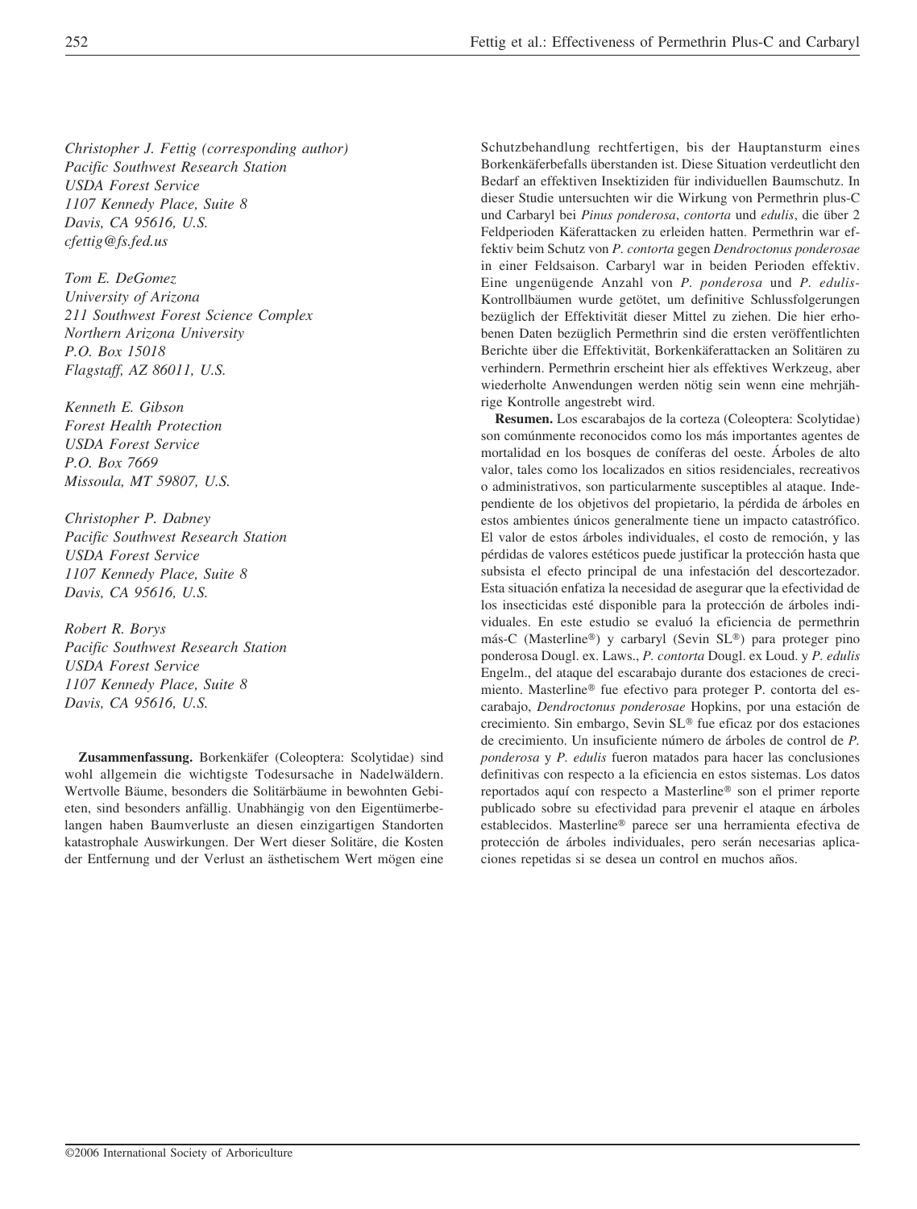*Christopher J. Fettig (corresponding author)*
*Pacific Southwest Research Station*
*USDA Forest Service*
*1107 Kennedy Place, Suite 8*
*Davis, CA 95616, U.S.*
*cfettig@fs.fed.us*

*Tom E. DeGomez*
*University of Arizona*
*211 Southwest Forest Science Complex*
*Northern Arizona University*
*P.O. Box 15018*
*Flagstaff, AZ 86011, U.S.*

*Kenneth E. Gibson*
*Forest Health Protection*
*USDA Forest Service*
*P.O. Box 7669*
*Missoula, MT 59807, U.S.*

*Christopher P. Dabney*
*Pacific Southwest Research Station*
*USDA Forest Service*
*1107 Kennedy Place, Suite 8*
*Davis, CA 95616, U.S.*

*Robert R. Borys*
*Pacific Southwest Research Station*
*USDA Forest Service*
*1107 Kennedy Place, Suite 8*
*Davis, CA 95616, U.S.*

**Zusammenfassung.** Borkenkäfer (Coleoptera: Scolytidae) sind wohl allgemein die wichtigste Todesursache in Nadelwäldern. Wertvolle Bäume, besonders die Solitärbäume in bewohnten Gebieten, sind besonders anfällig. Unabhängig von den Eigentümerbelangen haben Baumverluste an diesen einzigartigen Standorten katastrophale Auswirkungen. Der Wert dieser Solitäre, die Kosten der Entfernung und der Verlust an ästhetischem Wert mögen eine Schutzbehandlung rechtfertigen, bis der Hauptansturm eines Borkenkäferbefalls überstanden ist. Diese Situation verdeutlicht den Bedarf an effektiven Insektiziden für individuellen Baumschutz. In dieser Studie untersuchten wir die Wirkung von Permethrin plus-C und Carbaryl bei *Pinus ponderosa*, *contorta* und *edulis*, die über 2 Feldperioden Käferattacken zu erleiden hatten. Permethrin war effektiv beim Schutz von *P. contorta* gegen *Dendroctonus ponderosae* in einer Feldsaison. Carbaryl war in beiden Perioden effektiv. Eine ungenügende Anzahl von *P. ponderosa* und *P. edulis*-Kontrollbäumen wurde getötet, um definitive Schlussfolgerungen bezüglich der Effektivität dieser Mittel zu ziehen. Die hier erhobenen Daten bezüglich Permethrin sind die ersten veröffentlichten Berichte über die Effektivität, Borkenkäferattacken an Solitären zu verhindern. Permethrin erscheint hier als effektives Werkzeug, aber wiederholte Anwendungen werden nötig sein wenn eine mehrjährige Kontrolle angestrebt wird.

**Resumen.** Los escarabajos de la corteza (Coleoptera: Scolytidae) son comúnmente reconocidos como los más importantes agentes de mortalidad en los bosques de coníferas del oeste. Árboles de alto valor, tales como los localizados en sitios residenciales, recreativos o administrativos, son particularmente susceptibles al ataque. Independiente de los objetivos del propietario, la pérdida de árboles en estos ambientes únicos generalmente tiene un impacto catastrófico. El valor de estos árboles individuales, el costo de remoción, y las pérdidas de valores estéticos puede justificar la protección hasta que subsista el efecto principal de una infestación del descortezador. Esta situación enfatiza la necesidad de asegurar que la efectividad de los insecticidas esté disponible para la protección de árboles individuales. En este estudio se evaluó la eficiencia de permethrin más-C (Masterline®) y carbaryl (Sevin SL®) para proteger pino ponderosa Dougl. ex. Laws., *P. contorta* Dougl. ex Loud. y *P. edulis* Engelm., del ataque del escarabajo durante dos estaciones de crecimiento. Masterline® fue efectivo para proteger P. contorta del escarabajo, *Dendroctonus ponderosae* Hopkins, por una estación de crecimiento. Sin embargo, Sevin SL® fue eficaz por dos estaciones de crecimiento. Un insuficiente número de árboles de control de *P. ponderosa* y *P. edulis* fueron matados para hacer las conclusiones definitivas con respecto a la eficiencia en estos sistemas. Los datos reportados aquí con respecto a Masterline® son el primer reporte publicado sobre su efectividad para prevenir el ataque en árboles establecidos. Masterline® parece ser una herramienta efectiva de protección de árboles individuales, pero serán necesarias aplicaciones repetidas si se desea un control en muchos años.

©2006 International Society of Arboriculture